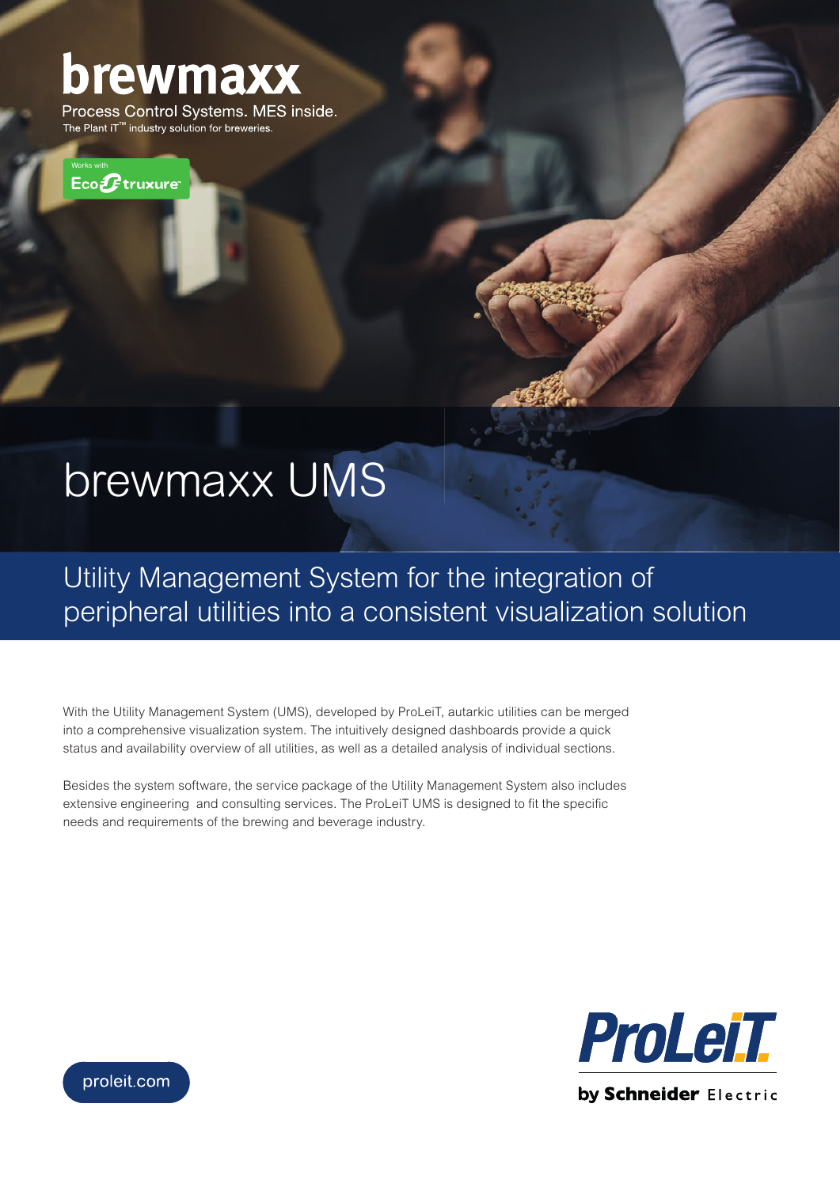**brewmaxx**

Process Control Systems. MES inside.

The Plant iT™ industry solution for breweries.

Works with EcoStruxure™

# brewmaxx UMS

## Utility Management System for the integration of peripheral utilities into a consistent visualization solution

With the Utility Management System (UMS), developed by ProLeiT, autarkic utilities can be merged into a comprehensive visualization system. The intuitively designed dashboards provide a quick status and availability overview of all utilities, as well as a detailed analysis of individual sections.

Besides the system software, the service package of the Utility Management System also includes extensive engineering and consulting services. The ProLeiT UMS is designed to fit the specific needs and requirements of the brewing and beverage industry.

proleit.com

ProLeiT by Schneider Electric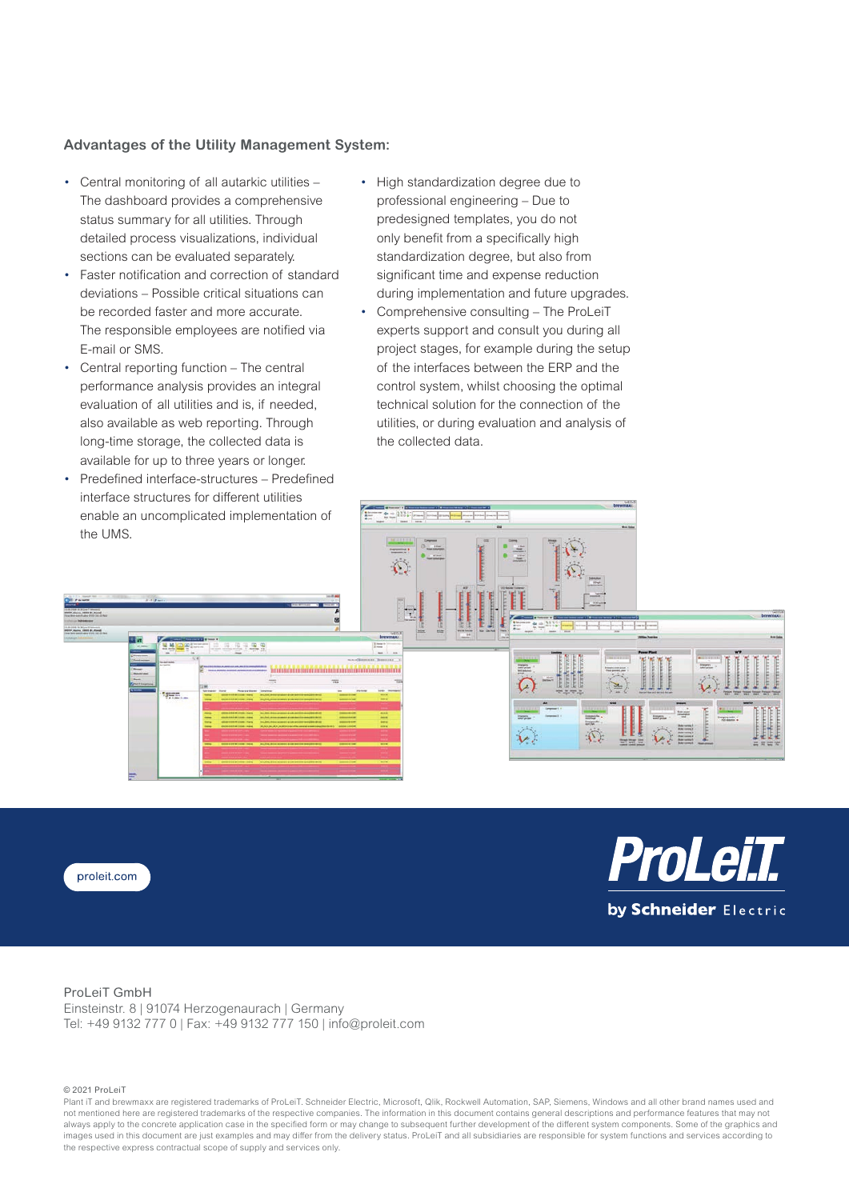### Advantages of the Utility Management System:

- Central monitoring of all autarkic utilities – The dashboard provides a comprehensive status summary for all utilities. Through detailed process visualizations, individual sections can be evaluated separately.
- Faster notification and correction of standard deviations – Possible critical situations can be recorded faster and more accurate. The responsible employees are notified via E-mail or SMS.
- Central reporting function – The central performance analysis provides an integral evaluation of all utilities and is, if needed, also available as web reporting. Through long-time storage, the collected data is available for up to three years or longer.
- Predefined interface-structures – Predefined interface structures for different utilities enable an uncomplicated implementation of the UMS.
- High standardization degree due to professional engineering – Due to predesigned templates, you do not only benefit from a specifically high standardization degree, but also from significant time and expense reduction during implementation and future upgrades.
- Comprehensive consulting – The ProLeiT experts support and consult you during all project stages, for example during the setup of the interfaces between the ERP and the control system, whilst choosing the optimal technical solution for the connection of the utilities, or during evaluation and analysis of the collected data.

proleit.com

ProLeiT by Schneider Electric

ProLeiT GmbH
Einsteinstr. 8 | 91074 Herzogenaurach | Germany
Tel: +49 9132 777 0 | Fax: +49 9132 777 150 | info@proleit.com

© 2021 ProLeiT
Plant iT and brewmaxx are registered trademarks of ProLeiT. Schneider Electric, Microsoft, Qlik, Rockwell Automation, SAP, Siemens, Windows and all other brand names used and not mentioned here are registered trademarks of the respective companies. The information in this document contains general descriptions and performance features that may not always apply to the concrete application case in the specified form or may change to subsequent further development of the different system components. Some of the graphics and images used in this document are just examples and may differ from the delivery status. ProLeiT and all subsidiaries are responsible for system functions and services according to the respective express contractual scope of supply and services only.